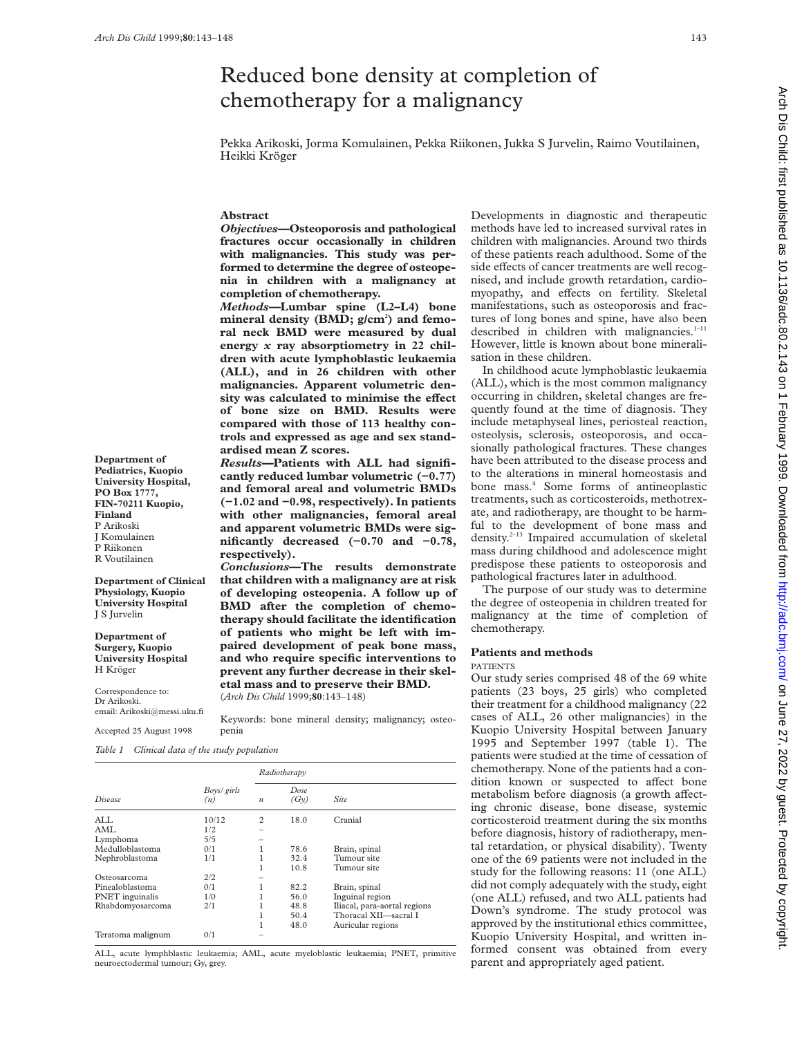# Reduced bone density at completion of chemotherapy for a malignancy

Pekka Arikoski, Jorma Komulainen, Pekka Riikonen, Jukka S Jurvelin, Raimo Voutilainen, Heikki Kröger

**Department of Pediatrics, Kuopio University Hospital, PO Box 1777, FIN-70211 Kuopio, Finland**
P Arikoski
J Komulainen
P Riikonen
R Voutilainen

**Department of Clinical Physiology, Kuopio University Hospital**
J S Jurvelin

**Department of Surgery, Kuopio University Hospital**
H Kröger

Correspondence to:
Dr Arikoski.
email: Arikoski@messi.uku.fi

Accepted 25 August 1998

## Abstract

***Objectives*—Osteoporosis and pathological fractures occur occasionally in children with malignancies. This study was performed to determine the degree of osteopenia in children with a malignancy at completion of chemotherapy.**

***Methods*—Lumbar spine (L2–L4) bone mineral density (BMD; g/cm$^2$) and femoral neck BMD were measured by dual energy *x* ray absorptiometry in 22 children with acute lymphoblastic leukaemia (ALL), and in 26 children with other malignancies. Apparent volumetric density was calculated to minimise the effect of bone size on BMD. Results were compared with those of 113 healthy controls and expressed as age and sex standardised mean Z scores.**

***Results*—Patients with ALL had significantly reduced lumbar volumetric (−0.77) and femoral areal and volumetric BMDs (−1.02 and −0.98, respectively). In patients with other malignancies, femoral areal and apparent volumetric BMDs were significantly decreased (−0.70 and −0.78, respectively).**

***Conclusions*—The results demonstrate that children with a malignancy are at risk of developing osteopenia. A follow up of BMD after the completion of chemotherapy should facilitate the identification of patients who might be left with impaired development of peak bone mass, and who require specific interventions to prevent any further decrease in their skeletal mass and to preserve their BMD.**
(*Arch Dis Child* 1999;**80**:143–148)

Keywords: bone mineral density; malignancy; osteopenia

*Table 1 Clinical data of the study population*

| Disease | Boys/ girls (n) | Radiotherapy | | |
|---|---|---|---|---|
| | | n | Dose (Gy) | Site |
| ALL | 10/12 | 2 | 18.0 | Cranial |
| AML | 1/2 | – | | |
| Lymphoma | 5/5 | – | | |
| Medulloblastoma | 0/1 | 1 | 78.6 | Brain, spinal |
| Nephroblastoma | 1/1 | 1 | 32.4 | Tumour site |
| | | 1 | 10.8 | Tumour site |
| Osteosarcoma | 2/2 | – | | |
| Pinealoblastoma | 0/1 | 1 | 82.2 | Brain, spinal |
| PNET inguinalis | 1/0 | 1 | 56.0 | Inguinal region |
| Rhabdomyosarcoma | 2/1 | 1 | 48.8 | Iliacal, para-aortal regions |
| | | 1 | 50.4 | Thoracal XII—sacral I |
| | | 1 | 48.0 | Auricular regions |
| Teratoma malignum | 0/1 | – | | |

ALL, acute lymphblastic leukaemia; AML, acute myeloblastic leukaemia; PNET, primitive neuroectodermal tumour; Gy, grey.

Developments in diagnostic and therapeutic methods have led to increased survival rates in children with malignancies. Around two thirds of these patients reach adulthood. Some of the side effects of cancer treatments are well recognised, and include growth retardation, cardiomyopathy, and effects on fertility. Skeletal manifestations, such as osteoporosis and fractures of long bones and spine, have also been described in children with malignancies.[1–11] However, little is known about bone mineralisation in these children.

In childhood acute lymphoblastic leukaemia (ALL), which is the most common malignancy occurring in children, skeletal changes are frequently found at the time of diagnosis. They include metaphyseal lines, periosteal reaction, osteolysis, sclerosis, osteoporosis, and occasionally pathological fractures. These changes have been attributed to the disease process and to the alterations in mineral homeostasis and bone mass.[4] Some forms of antineoplastic treatments, such as corticosteroids, methotrexate, and radiotherapy, are thought to be harmful to the development of bone mass and density.[2–13] Impaired accumulation of skeletal mass during childhood and adolescence might predispose these patients to osteoporosis and pathological fractures later in adulthood.

The purpose of our study was to determine the degree of osteopenia in children treated for malignancy at the time of completion of chemotherapy.

## Patients and methods

### PATIENTS

Our study series comprised 48 of the 69 white patients (23 boys, 25 girls) who completed their treatment for a childhood malignancy (22 cases of ALL, 26 other malignancies) in the Kuopio University Hospital between January 1995 and September 1997 (table 1). The patients were studied at the time of cessation of chemotherapy. None of the patients had a condition known or suspected to affect bone metabolism before diagnosis (a growth affecting chronic disease, bone disease, systemic corticosteroid treatment during the six months before diagnosis, history of radiotherapy, mental retardation, or physical disability). Twenty one of the 69 patients were not included in the study for the following reasons: 11 (one ALL) did not comply adequately with the study, eight (one ALL) refused, and two ALL patients had Down's syndrome. The study protocol was approved by the institutional ethics committee, Kuopio University Hospital, and written informed consent was obtained from every parent and appropriately aged patient.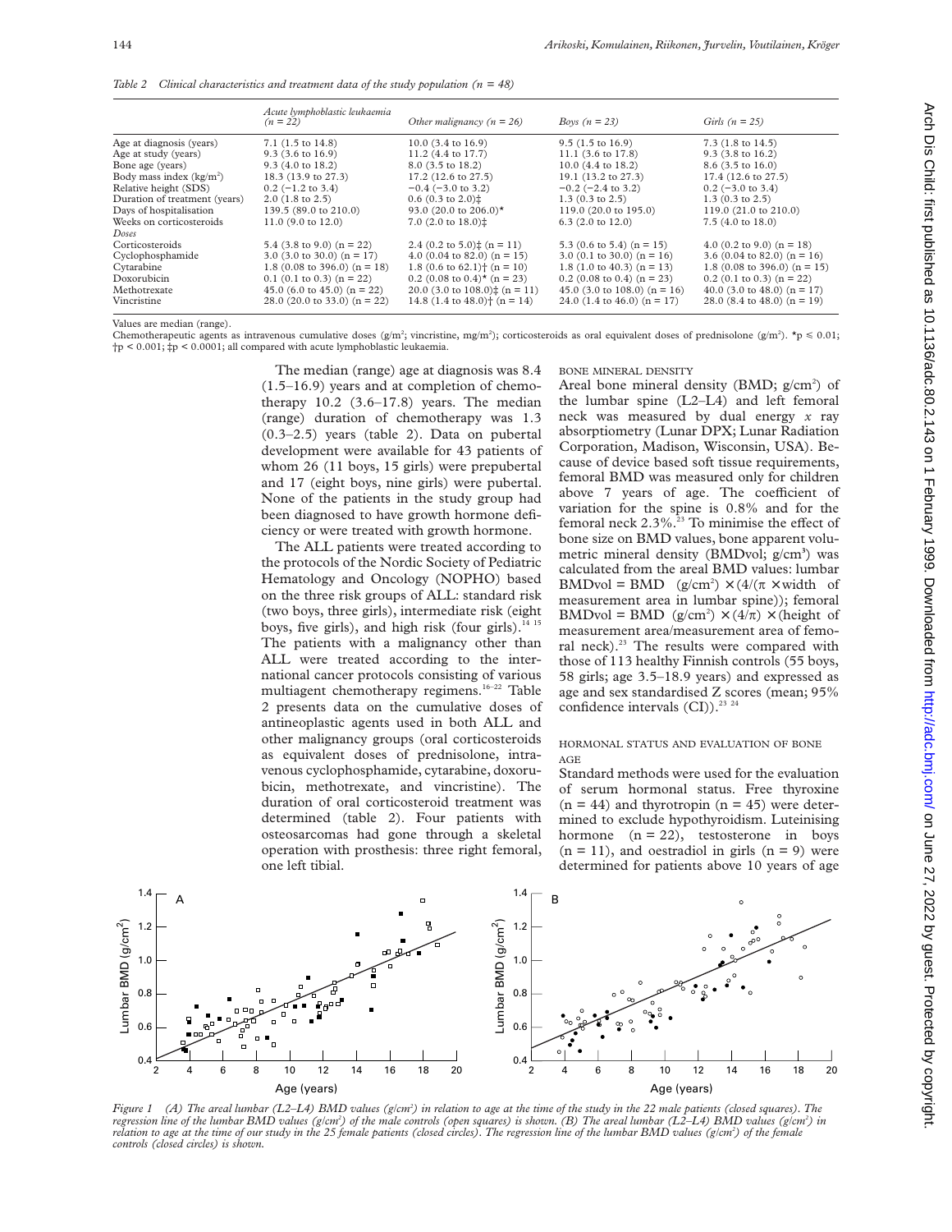*Table 2 Clinical characteristics and treatment data of the study population (n = 48)*

| | *Acute lymphoblastic leukaemia (n = 22)* | *Other malignancy (n = 26)* | *Boys (n = 23)* | *Girls (n = 25)* |
|---|---|---|---|---|
| Age at diagnosis (years) | 7.1 (1.5 to 14.8) | 10.0 (3.4 to 16.9) | 9.5 (1.5 to 16.9) | 7.3 (1.8 to 14.5) |
| Age at study (years) | 9.3 (3.6 to 16.9) | 11.2 (4.4 to 17.7) | 11.1 (3.6 to 17.8) | 9.3 (3.8 to 16.2) |
| Bone age (years) | 9.3 (4.0 to 18.2) | 8.0 (3.5 to 18.2) | 10.0 (4.4 to 18.2) | 8.6 (3.5 to 16.0) |
| Body mass index (kg/m²) | 18.3 (13.9 to 27.3) | 17.2 (12.6 to 27.5) | 19.1 (13.2 to 27.3) | 17.4 (12.6 to 27.5) |
| Relative height (SDS) | 0.2 (−1.2 to 3.4) | −0.4 (−3.0 to 3.2) | −0.2 (−2.4 to 3.2) | 0.2 (−3.0 to 3.4) |
| Duration of treatment (years) | 2.0 (1.8 to 2.5) | 0.6 (0.3 to 2.0)‡ | 1.3 (0.3 to 2.5) | 1.3 (0.3 to 2.5) |
| Days of hospitalisation | 139.5 (89.0 to 210.0) | 93.0 (20.0 to 206.0)* | 119.0 (20.0 to 195.0) | 119.0 (21.0 to 210.0) |
| Weeks on corticosteroids | 11.0 (9.0 to 12.0) | 7.0 (2.0 to 18.0)‡ | 6.3 (2.0 to 12.0) | 7.5 (4.0 to 18.0) |
| *Doses* | | | | |
| Corticosteroids | 5.4 (3.8 to 9.0) (n = 22) | 2.4 (0.2 to 5.0)‡ (n = 11) | 5.3 (0.6 to 5.4) (n = 15) | 4.0 (0.2 to 9.0) (n = 18) |
| Cyclophosphamide | 3.0 (3.0 to 30.0) (n = 17) | 4.0 (0.04 to 82.0) (n = 15) | 3.0 (0.1 to 30.0) (n = 16) | 3.6 (0.04 to 82.0) (n = 16) |
| Cytarabine | 1.8 (0.08 to 396.0) (n = 18) | 1.8 (0.6 to 62.1)† (n = 10) | 1.8 (1.0 to 40.3) (n = 13) | 1.8 (0.08 to 396.0) (n = 15) |
| Doxorubicin | 0.1 (0.1 to 0.3) (n = 22) | 0.2 (0.08 to 0.4)* (n = 23) | 0.2 (0.08 to 0.4) (n = 23) | 0.2 (0.1 to 0.3) (n = 22) |
| Methotrexate | 45.0 (6.0 to 45.0) (n = 22) | 20.0 (3.0 to 108.0)‡ (n = 11) | 45.0 (3.0 to 108.0) (n = 16) | 40.0 (3.0 to 48.0) (n = 17) |
| Vincristine | 28.0 (20.0 to 33.0) (n = 22) | 14.8 (1.4 to 48.0)† (n = 14) | 24.0 (1.4 to 46.0) (n = 17) | 28.0 (8.4 to 48.0) (n = 19) |

Values are median (range).
Chemotherapeutic agents as intravenous cumulative doses (g/m²; vincristine, mg/m²); corticosteroids as oral equivalent doses of prednisolone (g/m²). *p ≤ 0.01; †p < 0.001; ‡p < 0.0001; all compared with acute lymphoblastic leukaemia.

The median (range) age at diagnosis was 8.4 (1.5–16.9) years and at completion of chemotherapy 10.2 (3.6–17.8) years. The median (range) duration of chemotherapy was 1.3 (0.3–2.5) years (table 2). Data on pubertal development were available for 43 patients of whom 26 (11 boys, 15 girls) were prepubertal and 17 (eight boys, nine girls) were pubertal. None of the patients in the study group had been diagnosed to have growth hormone deficiency or were treated with growth hormone.

The ALL patients were treated according to the protocols of the Nordic Society of Pediatric Hematology and Oncology (NOPHO) based on the three risk groups of ALL: standard risk (two boys, three girls), intermediate risk (eight boys, five girls), and high risk (four girls).[14 15] The patients with a malignancy other than ALL were treated according to the international cancer protocols consisting of various multiagent chemotherapy regimens.[16–22] Table 2 presents data on the cumulative doses of antineoplastic agents used in both ALL and other malignancy groups (oral corticosteroids as equivalent doses of prednisolone, intravenous cyclophosphamide, cytarabine, doxorubicin, methotrexate, and vincristine). The duration of oral corticosteroid treatment was determined (table 2). Four patients with osteosarcomas had gone through a skeletal operation with prosthesis: three right femoral, one left tibial.

### BONE MINERAL DENSITY

Areal bone mineral density (BMD; g/cm²) of the lumbar spine (L2–L4) and left femoral neck was measured by dual energy *x* ray absorptiometry (Lunar DPX; Lunar Radiation Corporation, Madison, Wisconsin, USA). Because of device based soft tissue requirements, femoral BMD was measured only for children above 7 years of age. The coefficient of variation for the spine is 0.8% and for the femoral neck 2.3%.[23] To minimise the effect of bone size on BMD values, bone apparent volumetric mineral density (BMDvol; g/cm³) was calculated from the areal BMD values: lumbar BMDvol = BMD (g/cm²) × (4/(π × width of measurement area in lumbar spine)); femoral BMDvol = BMD (g/cm²) × (4/π) × (height of measurement area/measurement area of femoral neck).[23] The results were compared with those of 113 healthy Finnish controls (55 boys, 58 girls; age 3.5–18.9 years) and expressed as age and sex standardised Z scores (mean; 95% confidence intervals (CI)).[23 24]

### HORMONAL STATUS AND EVALUATION OF BONE AGE

Standard methods were used for the evaluation of serum hormonal status. Free thyroxine (n = 44) and thyrotropin (n = 45) were determined to exclude hypothyroidism. Luteinising hormone (n = 22), testosterone in boys (n = 11), and oestradiol in girls (n = 9) were determined for patients above 10 years of age

*Figure 1 (A) The areal lumbar (L2–L4) BMD values (g/cm²) in relation to age at the time of the study in the 22 male patients (closed squares). The regression line of the lumbar BMD values (g/cm²) of the male controls (open squares) is shown. (B) The areal lumbar (L2–L4) BMD values (g/cm²) in relation to age at the time of our study in the 25 female patients (closed circles). The regression line of the lumbar BMD values (g/cm²) of the female controls (closed circles) is shown.*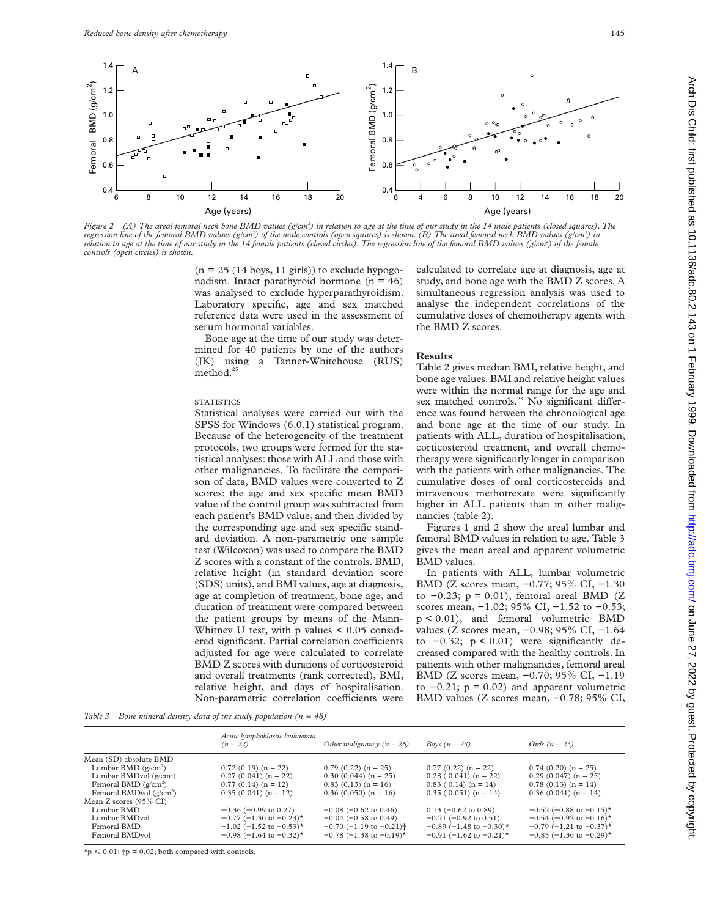Figure 2 (A) The areal femoral neck bone BMD values (g/cm²) in relation to age at the time of our study in the 14 male patients (closed squares). The regression line of the femoral BMD values (g/cm²) of the male controls (open squares) is shown. (B) The areal femoral neck BMD values (g/cm²) in relation to age at the time of our study in the 14 female patients (closed circles). The regression line of the femoral BMD values (g/cm²) of the female controls (open circles) is shown.

(n = 25 (14 boys, 11 girls)) to exclude hypogonadism. Intact parathyroid hormone (n = 46) was analysed to exclude hyperparathyroidism. Laboratory specific, age and sex matched reference data were used in the assessment of serum hormonal variables.

Bone age at the time of our study was determined for 40 patients by one of the authors (JK) using a Tanner-Whitehouse (RUS) method.[25]

STATISTICS

Statistical analyses were carried out with the SPSS for Windows (6.0.1) statistical program. Because of the heterogeneity of the treatment protocols, two groups were formed for the statistical analyses: those with ALL and those with other malignancies. To facilitate the comparison of data, BMD values were converted to Z scores: the age and sex specific mean BMD value of the control group was subtracted from each patient's BMD value, and then divided by the corresponding age and sex specific standard deviation. A non-parametric one sample test (Wilcoxon) was used to compare the BMD Z scores with a constant of the controls. BMD, relative height (in standard deviation score (SDS) units), and BMI values, age at diagnosis, age at completion of treatment, bone age, and duration of treatment were compared between the patient groups by means of the Mann-Whitney U test, with p values < 0.05 considered significant. Partial correlation coefficients adjusted for age were calculated to correlate BMD Z scores with durations of corticosteroid and overall treatments (rank corrected), BMI, relative height, and days of hospitalisation. Non-parametric correlation coefficients were calculated to correlate age at diagnosis, age at study, and bone age with the BMD Z scores. A simultaneous regression analysis was used to analyse the independent correlations of the cumulative doses of chemotherapy agents with the BMD Z scores.

## Results

Table 2 gives median BMI, relative height, and bone age values. BMI and relative height values were within the normal range for the age and sex matched controls.[23] No significant difference was found between the chronological age and bone age at the time of our study. In patients with ALL, duration of hospitalisation, corticosteroid treatment, and overall chemotherapy were significantly longer in comparison with the patients with other malignancies. The cumulative doses of oral corticosteroids and intravenous methotrexate were significantly higher in ALL patients than in other malignancies (table 2).

Figures 1 and 2 show the areal lumbar and femoral BMD values in relation to age. Table 3 gives the mean areal and apparent volumetric BMD values.

In patients with ALL, lumbar volumetric BMD (Z scores mean, −0.77; 95% CI, −1.30 to −0.23; p = 0.01), femoral areal BMD (Z scores mean, −1.02; 95% CI, −1.52 to −0.53; p < 0.01), and femoral volumetric BMD values (Z scores mean, −0.98; 95% CI, −1.64 to −0.32; p < 0.01) were significantly decreased compared with the healthy controls. In patients with other malignancies, femoral areal BMD (Z scores mean, −0.70; 95% CI, −1.19 to −0.21; p = 0.02) and apparent volumetric BMD values (Z scores mean, −0.78; 95% CI,

Table 3 Bone mineral density data of the study population (n = 48)

| | Acute lymphoblastic leukaemia (n = 22) | Other malignancy (n = 26) | Boys (n = 23) | Girls (n = 25) |
|---|---|---|---|---|
| Mean (SD) absolute BMD | | | | |
| Lumbar BMD (g/cm²) | 0.72 (0.19) (n = 22) | 0.79 (0.22) (n = 25) | 0.77 (0.22) (n = 22) | 0.74 (0.20) (n = 25) |
| Lumbar BMDvol (g/cm³) | 0.27 (0.041) (n = 22) | 0.30 (0.044) (n = 25) | 0.28 (0.041) (n = 22) | 0.29 (0.047) (n = 25) |
| Femoral BMD (g/cm²) | 0.77 (0.14) (n = 12) | 0.83 (0.13) (n = 16) | 0.83 (0.14) (n = 14) | 0.78 (0.13) (n = 14) |
| Femoral BMDvol (g/cm³) | 0.35 (0.041) (n = 12) | 0.36 (0.050) (n = 16) | 0.35 (0.051) (n = 14) | 0.36 (0.041) (n = 14) |
| Mean Z scores (95% CI) | | | | |
| Lumbar BMD | −0.36 (−0.99 to 0.27) | −0.08 (−0.62 to 0.46) | 0.13 (−0.62 to 0.89) | −0.52 (−0.88 to −0.15)* |
| Lumbar BMDvol | −0.77 (−1.30 to −0.23)* | −0.04 (−0.58 to 0.49) | −0.21 (−0.92 to 0.51) | −0.54 (−0.92 to −0.16)* |
| Femoral BMD | −1.02 (−1.52 to −0.53)* | −0.70 (−1.19 to −0.21)† | −0.89 (−1.48 to −0.30)* | −0.79 (−1.21 to −0.37)* |
| Femoral BMDvol | −0.98 (−1.64 to −0.32)* | −0.78 (−1.38 to −0.19)* | −0.91 (−1.62 to −0.21)* | −0.83 (−1.36 to −0.29)* |

*p ≤ 0.01; †p = 0.02; both compared with controls.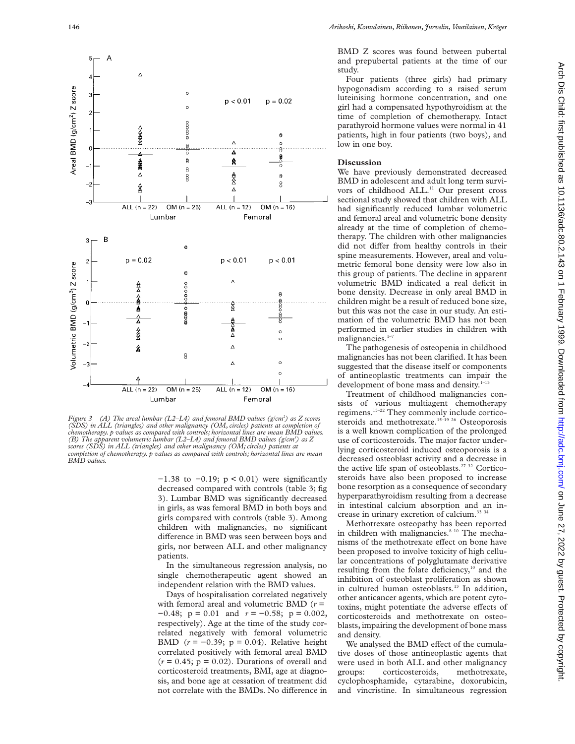Figure 3 (A) The areal lumbar (L2–L4) and femoral BMD values (g/cm²) as Z scores (SDS) in ALL (triangles) and other malignancy (OM, circles) patients at completion of chemotherapy. p values as compared with controls; horizontal lines are mean BMD values. (B) The apparent volumetric lumbar (L2–L4) and femoral BMD values (g/cm³) as Z scores (SDS) in ALL (triangles) and other malignancy (OM; circles) patients at completion of chemotherapy. p values as compared with controls; horizontal lines are mean BMD values.

−1.38 to −0.19; $p < 0.01$) were significantly decreased compared with controls (table 3; fig 3). Lumbar BMD was significantly decreased in girls, as was femoral BMD in both boys and girls compared with controls (table 3). Among children with malignancies, no significant difference in BMD was seen between boys and girls, nor between ALL and other malignancy patients.

In the simultaneous regression analysis, no single chemotherapeutic agent showed an independent relation with the BMD values.

Days of hospitalisation correlated negatively with femoral areal and volumetric BMD ($r = -0.48$; $p = 0.01$ and $r = -0.58$; $p = 0.002$, respectively). Age at the time of the study correlated negatively with femoral volumetric BMD ($r = -0.39$; $p = 0.04$). Relative height correlated positively with femoral areal BMD ($r = 0.45$; $p = 0.02$). Durations of overall and corticosteroid treatments, BMI, age at diagnosis, and bone age at cessation of treatment did not correlate with the BMDs. No difference in BMD Z scores was found between pubertal and prepubertal patients at the time of our study.

Four patients (three girls) had primary hypogonadism according to a raised serum luteinising hormone concentration, and one girl had a compensated hypothyroidism at the time of completion of chemotherapy. Intact parathyroid hormone values were normal in 41 patients, high in four patients (two boys), and low in one boy.

## Discussion

We have previously demonstrated decreased BMD in adolescent and adult long term survivors of childhood ALL.[11] Our present cross sectional study showed that children with ALL had significantly reduced lumbar volumetric and femoral areal and volumetric bone density already at the time of completion of chemotherapy. The children with other malignancies did not differ from healthy controls in their spine measurements. However, areal and volumetric femoral bone density were low also in this group of patients. The decline in apparent volumetric BMD indicated a real deficit in bone density. Decrease in only areal BMD in children might be a result of reduced bone size, but this was not the case in our study. An estimation of the volumetric BMD has not been performed in earlier studies in children with malignancies.[1–7]

The pathogenesis of osteopenia in childhood malignancies has not been clarified. It has been suggested that the disease itself or components of antineoplastic treatments can impair the development of bone mass and density.[1–13]

Treatment of childhood malignancies consists of various multiagent chemotherapy regimens.[15–22] They commonly include corticosteroids and methotrexate.[15–19 26] Osteoporosis is a well known complication of the prolonged use of corticosteroids. The major factor underlying corticosteroid induced osteoporosis is a decreased osteoblast activity and a decrease in the active life span of osteoblasts.[27–32] Corticosteroids have also been proposed to increase bone resorption as a consequence of secondary hyperparathyroidism resulting from a decrease in intestinal calcium absorption and an increase in urinary excretion of calcium.[33 34]

Methotrexate osteopathy has been reported in children with malignancies.[8–10] The mechanisms of the methotrexate effect on bone have been proposed to involve toxicity of high cellular concentrations of polyglutamate derivative resulting from the folate deficiency,[10] and the inhibition of osteoblast proliferation as shown in cultured human osteoblasts.[13] In addition, other anticancer agents, which are potent cytotoxins, might potentiate the adverse effects of corticosteroids and methotrexate on osteoblasts, impairing the development of bone mass and density.

We analysed the BMD effect of the cumulative doses of those antineoplastic agents that were used in both ALL and other malignancy groups: corticosteroids, methotrexate, cyclophosphamide, cytarabine, doxorubicin, and vincristine. In simultaneous regression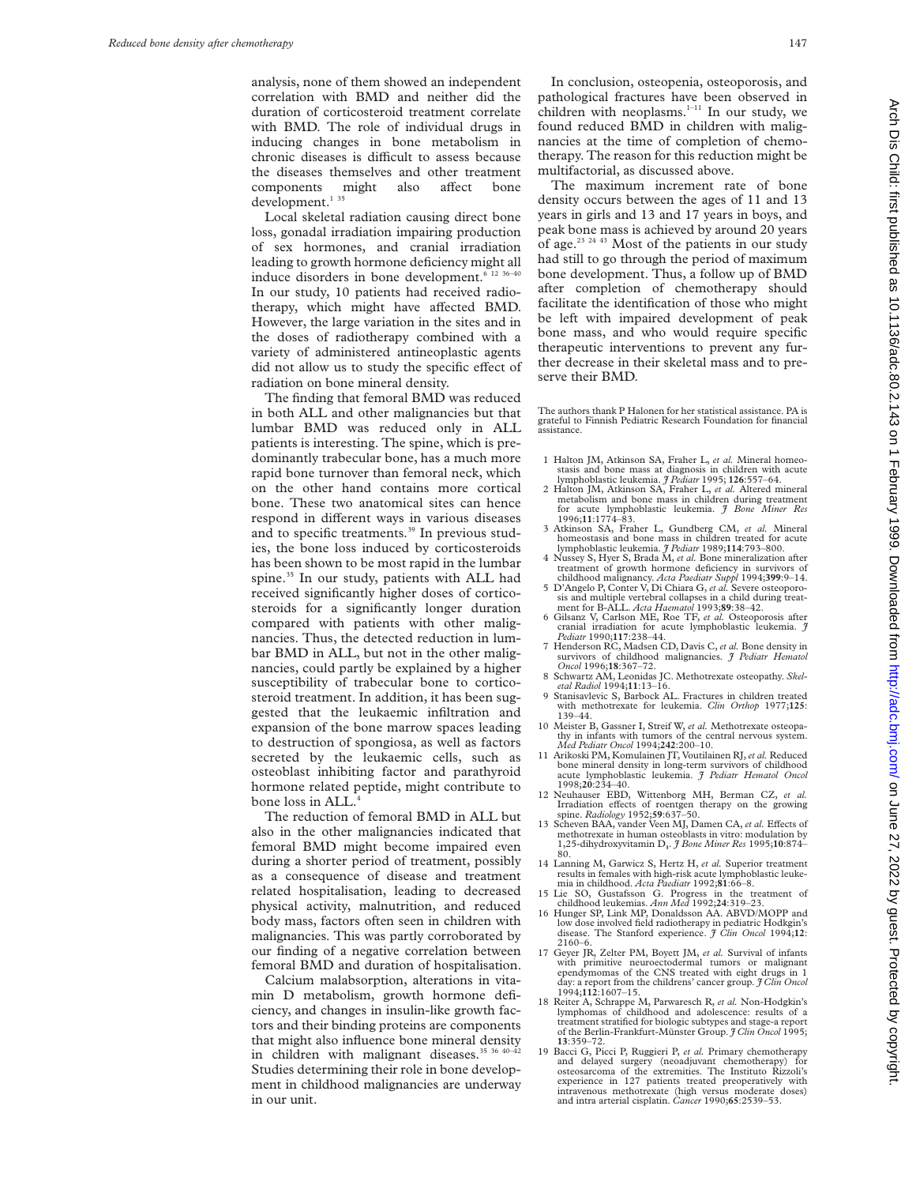analysis, none of them showed an independent correlation with BMD and neither did the duration of corticosteroid treatment correlate with BMD. The role of individual drugs in inducing changes in bone metabolism in chronic diseases is difficult to assess because the diseases themselves and other treatment components might also affect bone development.[1 35]

Local skeletal radiation causing direct bone loss, gonadal irradiation impairing production of sex hormones, and cranial irradiation leading to growth hormone deficiency might all induce disorders in bone development.[6 12 36–40] In our study, 10 patients had received radiotherapy, which might have affected BMD. However, the large variation in the sites and in the doses of radiotherapy combined with a variety of administered antineoplastic agents did not allow us to study the specific effect of radiation on bone mineral density.

The finding that femoral BMD was reduced in both ALL and other malignancies but that lumbar BMD was reduced only in ALL patients is interesting. The spine, which is predominantly trabecular bone, has a much more rapid bone turnover than femoral neck, which on the other hand contains more cortical bone. These two anatomical sites can hence respond in different ways in various diseases and to specific treatments.[39] In previous studies, the bone loss induced by corticosteroids has been shown to be most rapid in the lumbar spine.[35] In our study, patients with ALL had received significantly higher doses of corticosteroids for a significantly longer duration compared with patients with other malignancies. Thus, the detected reduction in lumbar BMD in ALL, but not in the other malignancies, could partly be explained by a higher susceptibility of trabecular bone to corticosteroid treatment. In addition, it has been suggested that the leukaemic infiltration and expansion of the bone marrow spaces leading to destruction of spongiosa, as well as factors secreted by the leukaemic cells, such as osteoblast inhibiting factor and parathyroid hormone related peptide, might contribute to bone loss in ALL.[4]

The reduction of femoral BMD in ALL but also in the other malignancies indicated that femoral BMD might become impaired even during a shorter period of treatment, possibly as a consequence of disease and treatment related hospitalisation, leading to decreased physical activity, malnutrition, and reduced body mass, factors often seen in children with malignancies. This was partly corroborated by our finding of a negative correlation between femoral BMD and duration of hospitalisation.

Calcium malabsorption, alterations in vitamin D metabolism, growth hormone deficiency, and changes in insulin-like growth factors and their binding proteins are components that might also influence bone mineral density in children with malignant diseases.[35 36 40–42] Studies determining their role in bone development in childhood malignancies are underway in our unit.

In conclusion, osteopenia, osteoporosis, and pathological fractures have been observed in children with neoplasms.[1–11] In our study, we found reduced BMD in children with malignancies at the time of completion of chemotherapy. The reason for this reduction might be multifactorial, as discussed above.

The maximum increment rate of bone density occurs between the ages of 11 and 13 years in girls and 13 and 17 years in boys, and peak bone mass is achieved by around 20 years of age.[23 24 43] Most of the patients in our study had still to go through the period of maximum bone development. Thus, a follow up of BMD after completion of chemotherapy should facilitate the identification of those who might be left with impaired development of peak bone mass, and who would require specific therapeutic interventions to prevent any further decrease in their skeletal mass and to preserve their BMD.

The authors thank P Halonen for her statistical assistance. PA is grateful to Finnish Pediatric Research Foundation for financial assistance.

1 Halton JM, Atkinson SA, Fraher L, *et al.* Mineral homeostasis and bone mass at diagnosis in children with acute lymphoblastic leukemia. *J Pediatr* 1995; **126**:557–64.
2 Halton JM, Atkinson SA, Fraher L, *et al.* Altered mineral metabolism and bone mass in children during treatment for acute lymphoblastic leukemia. *J Bone Miner Res* 1996;**11**:1774–83.
3 Atkinson SA, Fraher L, Gundberg CM, *et al.* Mineral homeostasis and bone mass in children treated for acute lymphoblastic leukemia. *J Pediatr* 1989;**114**:793–800.
4 Nussey S, Hyer S, Brada M, *et al.* Bone mineralization after treatment of growth hormone deficiency in survivors of childhood malignancy. *Acta Paediatr Suppl* 1994;**399**:9–14.
5 D'Angelo P, Conter V, Di Chiara G, *et al.* Severe osteoporosis and multiple vertebral collapses in a child during treatment for B-ALL. *Acta Haematol* 1993;**89**:38–42.
6 Gilsanz V, Carlson ME, Roe TF, *et al.* Osteoporosis after cranial irradiation for acute lymphoblastic leukemia. *J Pediatr* 1990;**117**:238–44.
7 Henderson RC, Madsen CD, Davis C, *et al.* Bone density in survivors of childhood malignancies. *J Pediatr Hematol Oncol* 1996;**18**:367–72.
8 Schwartz AM, Leonidas JC. Methotrexate osteopathy. *Skeletal Radiol* 1994;**11**:13–16.
9 Stanisavlevic S, Barbock AL. Fractures in children treated with methotrexate for leukemia. *Clin Orthop* 1977;**125**: 139–44.
10 Meister B, Gassner I, Streif W, *et al.* Methotrexate osteopathy in infants with tumors of the central nervous system. *Med Pediatr Oncol* 1994;**242**:200–10.
11 Arikoski PM, Komulainen JT, Voutilainen RJ, *et al.* Reduced bone mineral density in long-term survivors of childhood acute lymphoblastic leukemia. *J Pediatr Hematol Oncol* 1998;**20**:234–40.
12 Neuhauser EBD, Wittenborg MH, Berman CZ, *et al.* Irradiation effects of roentgen therapy on the growing spine. *Radiology* 1952;**59**:637–50.
13 Scheven BAA, vander Veen MJ, Damen CA, *et al.* Effects of methotrexate in human osteoblasts in vitro: modulation by 1,25-dihydroxyvitamin $D_3$. *J Bone Miner Res* 1995;**10**:874–80.
14 Lanning M, Garwicz S, Hertz H, *et al.* Superior treatment results in females with high-risk acute lymphoblastic leukemia in childhood. *Acta Paediatr* 1992;**81**:66–8.
15 Lie SO, Gustafsson G. Progress in the treatment of childhood leukemias. *Ann Med* 1992;**24**:319–23.
16 Hunger SP, Link MP, Donaldsson AA. ABVD/MOPP and low dose involved field radiotherapy in pediatric Hodgkin's disease. The Stanford experience. *J Clin Oncol* 1994;**12**: 2160–6.
17 Geyer JR, Zelter PM, Boyett JM, *et al.* Survival of infants with primitive neuroectodermal tumors or malignant ependymomas of the CNS treated with eight drugs in 1 day: a report from the childrens' cancer group. *J Clin Oncol* 1994;**112**:1607–15.
18 Reiter A, Schrappe M, Parwaresch R, *et al.* Non-Hodgkin's lymphomas of childhood and adolescence: results of a treatment stratified for biologic subtypes and stage-a report of the Berlin-Frankfurt-Münster Group. *J Clin Oncol* 1995; **13**:359–72.
19 Bacci G, Picci P, Ruggieri P, *et al.* Primary chemotherapy and delayed surgery (neoadjuvant chemotherapy) for osteosarcoma of the extremities. The Instituto Rizzoli's experience in 127 patients treated preoperatively with intravenous methotrexate (high versus moderate doses) and intra arterial cisplatin. *Cancer* 1990;**65**:2539–53.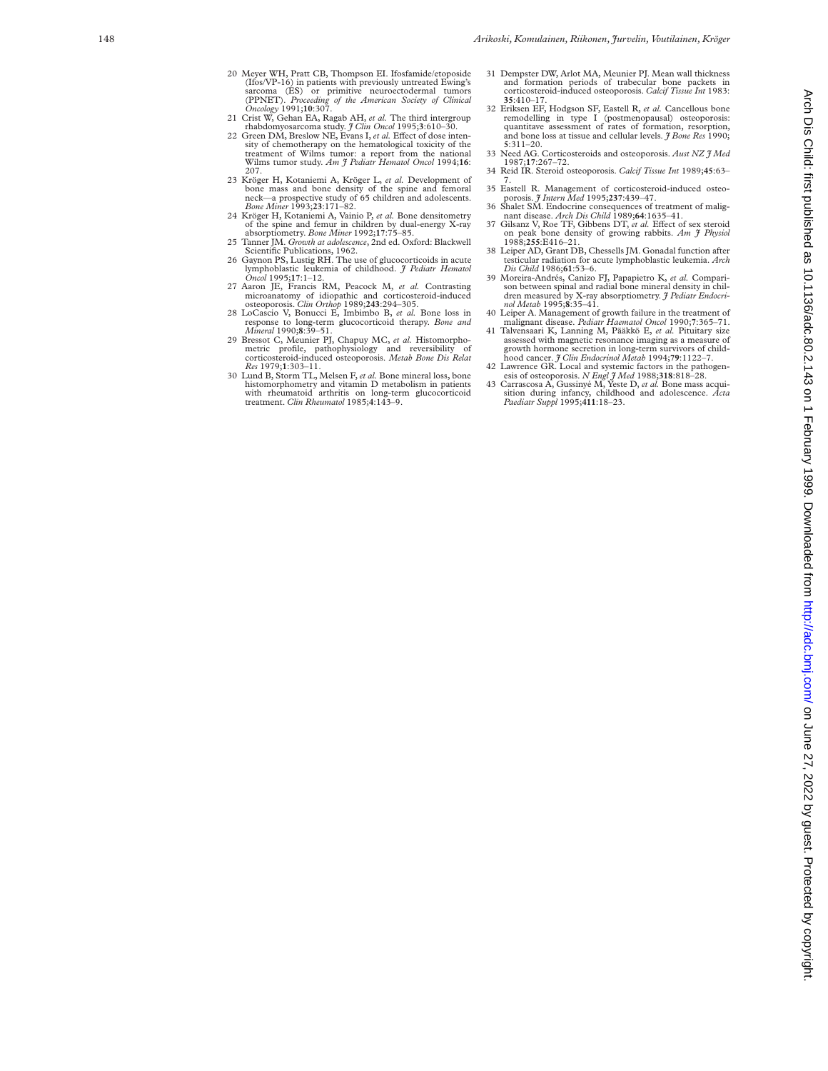20 Meyer WH, Pratt CB, Thompson EI. Ifosfamide/etoposide (Ifos/VP-16) in patients with previously untreated Ewing's sarcoma (ES) or primitive neuroectodermal tumors (PPNET). *Proceeding of the American Society of Clinical Oncology* 1991;**10**:307.

21 Crist W, Gehan EA, Ragab AH, *et al.* The third intergroup rhabdomyosarcoma study. *J Clin Oncol* 1995;**3**:610–30.

22 Green DM, Breslow NE, Evans I, *et al.* Effect of dose intensity of chemotherapy on the hematological toxicity of the treatment of Wilms tumor: a report from the national Wilms tumor study. *Am J Pediatr Hematol Oncol* 1994;**16**: 207.

23 Kröger H, Kotaniemi A, Kröger L, *et al.* Development of bone mass and bone density of the spine and femoral neck—a prospective study of 65 children and adolescents. *Bone Miner* 1993;**23**:171–82.

24 Kröger H, Kotaniemi A, Vainio P, *et al.* Bone densitometry of the spine and femur in children by dual-energy X-ray absorptiometry. *Bone Miner* 1992;**17**:75–85.

25 Tanner JM. *Growth at adolescence*, 2nd ed. Oxford: Blackwell Scientific Publications, 1962.

26 Gaynon PS, Lustig RH. The use of glucocorticoids in acute lymphoblastic leukemia of childhood. *J Pediatr Hematol Oncol* 1995;**17**:1–12.

27 Aaron JE, Francis RM, Peacock M, *et al.* Contrasting microanatomy of idiopathic and corticosteroid-induced osteoporosis. *Clin Orthop* 1989;**243**:294–305.

28 LoCascio V, Bonucci E, Imbimbo B, *et al.* Bone loss in response to long-term glucocorticoid therapy. *Bone and Mineral* 1990;**8**:39–51.

29 Bressot C, Meunier PJ, Chapuy MC, *et al.* Histomorphometric profile, pathophysiology and reversibility of corticosteroid-induced osteoporosis. *Metab Bone Dis Relat Res* 1979;**1**:303–11.

30 Lund B, Storm TL, Melsen F, *et al.* Bone mineral loss, bone histomorphometry and vitamin D metabolism in patients with rheumatoid arthritis on long-term glucocorticoid treatment. *Clin Rheumatol* 1985;**4**:143–9.

31 Dempster DW, Arlot MA, Meunier PJ. Mean wall thickness and formation periods of trabecular bone packets in corticosteroid-induced osteoporosis. *Calcif Tissue Int* 1983: **35**:410–17.

32 Eriksen EF, Hodgson SF, Eastell R, *et al.* Cancellous bone remodelling in type I (postmenopausal) osteoporosis: quantitave assessment of rates of formation, resorption, and bone loss at tissue and cellular levels. *J Bone Res* 1990; **5**:311–20.

33 Need AG. Corticosteroids and osteoporosis. *Aust NZ J Med* 1987;**17**:267–72.

34 Reid IR. Steroid osteoporosis. *Calcif Tissue Int* 1989;**45**:63–7.

35 Eastell R. Management of corticosteroid-induced osteoporosis. *J Intern Med* 1995;**237**:439–47.

36 Shalet SM. Endocrine consequences of treatment of malignant disease. *Arch Dis Child* 1989;**64**:1635–41.

37 Gilsanz V, Roe TF, Gibbens DT, *et al.* Effect of sex steroid on peak bone density of growing rabbits. *Am J Physiol* 1988;**255**:E416–21.

38 Leiper AD, Grant DB, Chessells JM. Gonadal function after testicular radiation for acute lymphoblastic leukemia. *Arch Dis Child* 1986;**61**:53–6.

39 Moreira-Andrés, Canizo FJ, Papapietro K, *et al.* Comparison between spinal and radial bone mineral density in children measured by X-ray absorptiometry. *J Pediatr Endocrinol Metab* 1995;**8**:35–41.

40 Leiper A. Management of growth failure in the treatment of malignant disease. *Pediatr Haematol Oncol* 1990;7:365–71.

41 Talvensaari K, Lanning M, Pääkkö E, *et al.* Pituitary size assessed with magnetic resonance imaging as a measure of growth hormone secretion in long-term survivors of childhood cancer. *J Clin Endocrinol Metab* 1994;**79**:1122–7.

42 Lawrence GR. Local and systemic factors in the pathogenesis of osteoporosis. *N Engl J Med* 1988;**318**:818–28.

43 Carrascosa A, Gussinyé M, Yeste D, *et al.* Bone mass acquisition during infancy, childhood and adolescence. *Acta Paediatr Suppl* 1995;**411**:18–23.